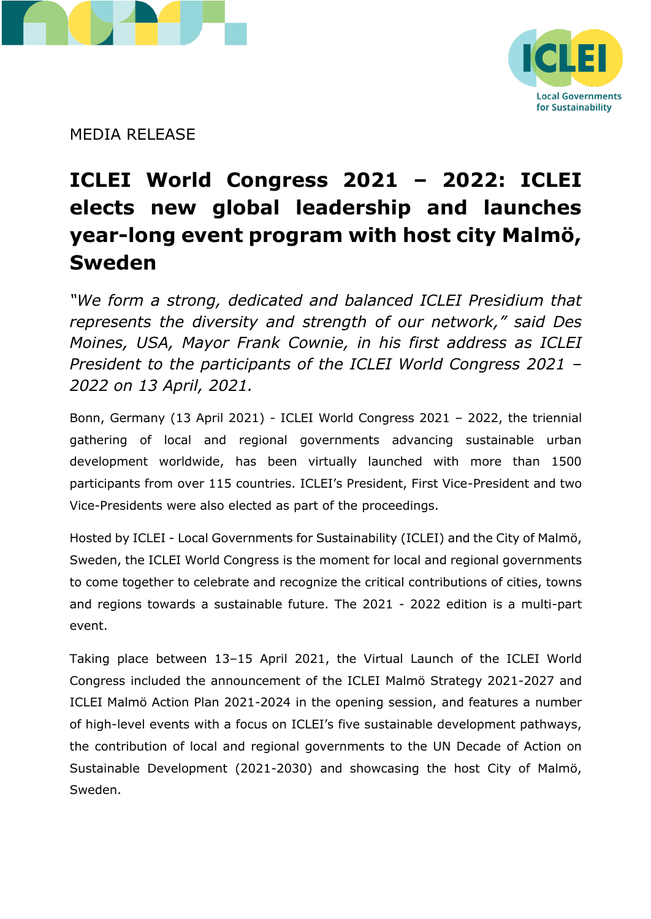MEDIA RELEASE

# ICLEI World Congress 2021 – 2022: ICLEI elects new global leadership and launches year-long event program with host city Malmö, Sweden

*"We form a strong, dedicated and balanced ICLEI Presidium that represents the diversity and strength of our network," said Des Moines, USA, Mayor Frank Cownie, in his first address as ICLEI President to the participants of the ICLEI World Congress 2021 – 2022 on 13 April, 2021.*

Bonn, Germany (13 April 2021) - ICLEI World Congress 2021 – 2022, the triennial gathering of local and regional governments advancing sustainable urban development worldwide, has been virtually launched with more than 1500 participants from over 115 countries. ICLEI's President, First Vice-President and two Vice-Presidents were also elected as part of the proceedings.

Hosted by ICLEI - Local Governments for Sustainability (ICLEI) and the City of Malmö, Sweden, the ICLEI World Congress is the moment for local and regional governments to come together to celebrate and recognize the critical contributions of cities, towns and regions towards a sustainable future. The 2021 - 2022 edition is a multi-part event.

Taking place between 13–15 April 2021, the Virtual Launch of the ICLEI World Congress included the announcement of the ICLEI Malmö Strategy 2021-2027 and ICLEI Malmö Action Plan 2021-2024 in the opening session, and features a number of high-level events with a focus on ICLEI's five sustainable development pathways, the contribution of local and regional governments to the UN Decade of Action on Sustainable Development (2021-2030) and showcasing the host City of Malmö, Sweden.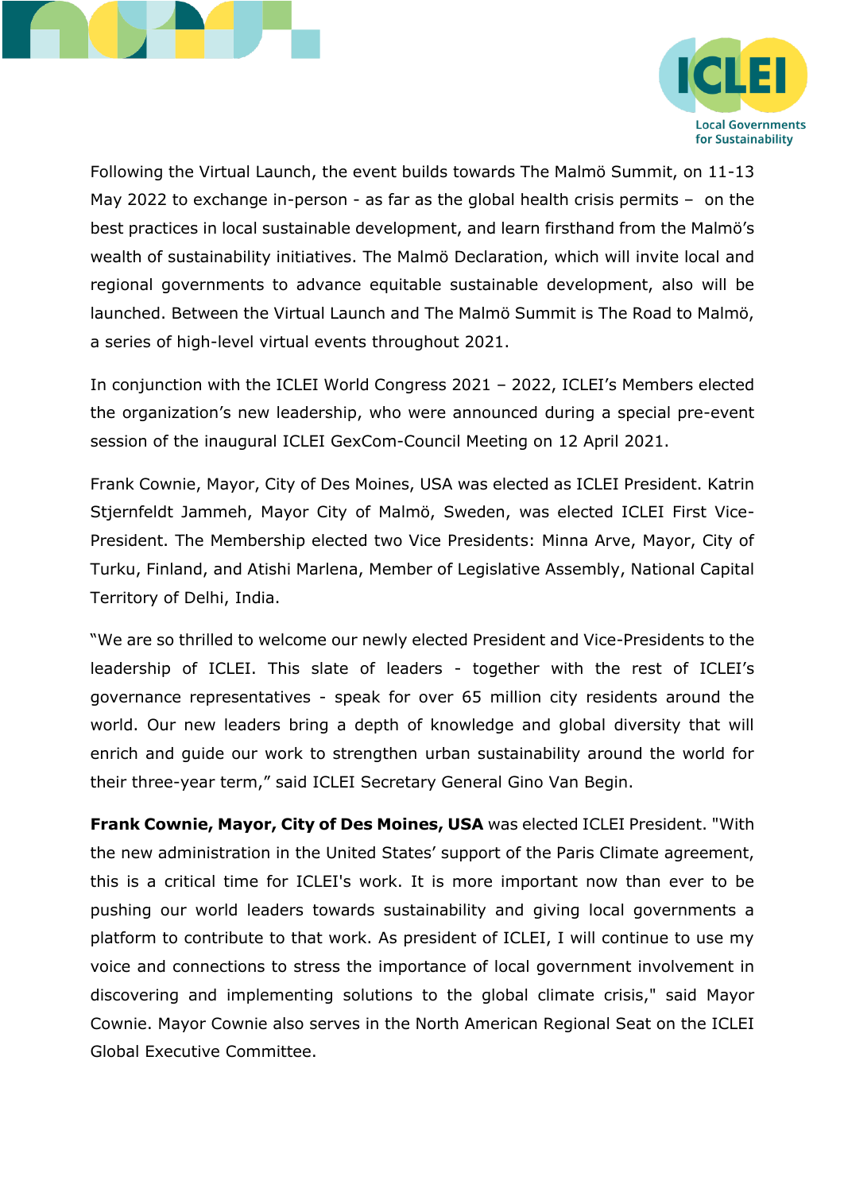Following the Virtual Launch, the event builds towards The Malmö Summit, on 11-13 May 2022 to exchange in-person - as far as the global health crisis permits – on the best practices in local sustainable development, and learn firsthand from the Malmö's wealth of sustainability initiatives. The Malmö Declaration, which will invite local and regional governments to advance equitable sustainable development, also will be launched. Between the Virtual Launch and The Malmö Summit is The Road to Malmö, a series of high-level virtual events throughout 2021.

In conjunction with the ICLEI World Congress 2021 – 2022, ICLEI's Members elected the organization's new leadership, who were announced during a special pre-event session of the inaugural ICLEI GexCom-Council Meeting on 12 April 2021.

Frank Cownie, Mayor, City of Des Moines, USA was elected as ICLEI President. Katrin Stjernfeldt Jammeh, Mayor City of Malmö, Sweden, was elected ICLEI First Vice-President. The Membership elected two Vice Presidents: Minna Arve, Mayor, City of Turku, Finland, and Atishi Marlena, Member of Legislative Assembly, National Capital Territory of Delhi, India.

"We are so thrilled to welcome our newly elected President and Vice-Presidents to the leadership of ICLEI. This slate of leaders - together with the rest of ICLEI's governance representatives - speak for over 65 million city residents around the world. Our new leaders bring a depth of knowledge and global diversity that will enrich and guide our work to strengthen urban sustainability around the world for their three-year term," said ICLEI Secretary General Gino Van Begin.

**Frank Cownie, Mayor, City of Des Moines, USA** was elected ICLEI President. "With the new administration in the United States' support of the Paris Climate agreement, this is a critical time for ICLEI's work. It is more important now than ever to be pushing our world leaders towards sustainability and giving local governments a platform to contribute to that work. As president of ICLEI, I will continue to use my voice and connections to stress the importance of local government involvement in discovering and implementing solutions to the global climate crisis," said Mayor Cownie. Mayor Cownie also serves in the North American Regional Seat on the ICLEI Global Executive Committee.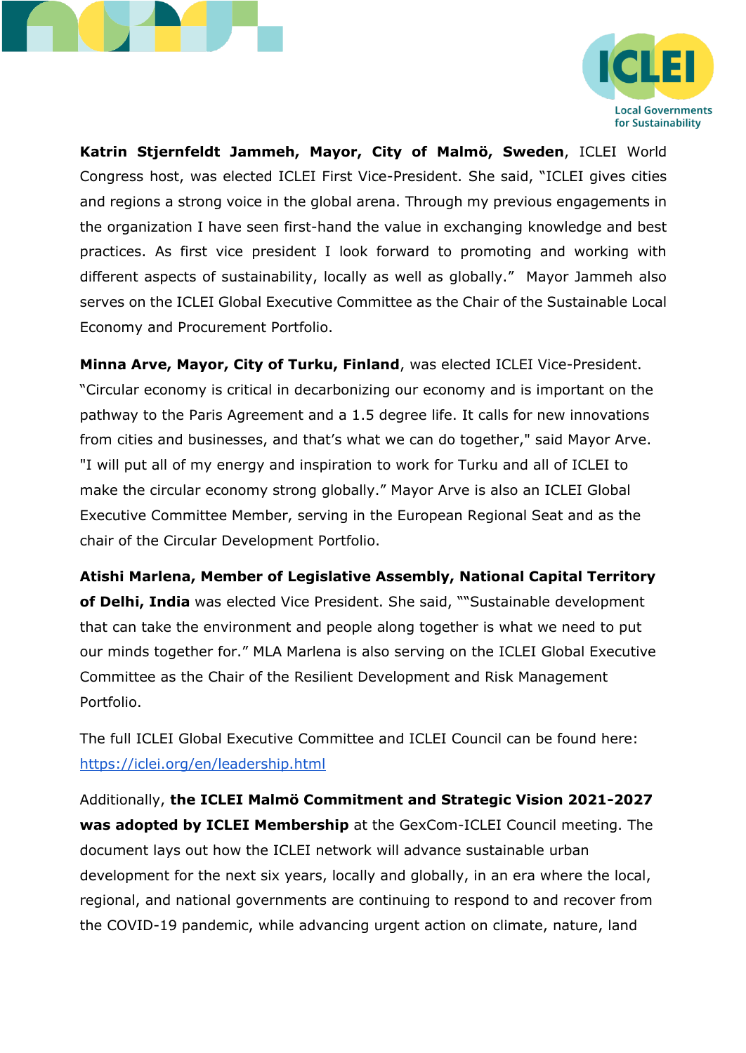**Katrin Stjernfeldt Jammeh, Mayor, City of Malmö, Sweden**, ICLEI World Congress host, was elected ICLEI First Vice-President. She said, "ICLEI gives cities and regions a strong voice in the global arena. Through my previous engagements in the organization I have seen first-hand the value in exchanging knowledge and best practices. As first vice president I look forward to promoting and working with different aspects of sustainability, locally as well as globally." Mayor Jammeh also serves on the ICLEI Global Executive Committee as the Chair of the Sustainable Local Economy and Procurement Portfolio.

**Minna Arve, Mayor, City of Turku, Finland**, was elected ICLEI Vice-President. "Circular economy is critical in decarbonizing our economy and is important on the pathway to the Paris Agreement and a 1.5 degree life. It calls for new innovations from cities and businesses, and that's what we can do together," said Mayor Arve. "I will put all of my energy and inspiration to work for Turku and all of ICLEI to make the circular economy strong globally." Mayor Arve is also an ICLEI Global Executive Committee Member, serving in the European Regional Seat and as the chair of the Circular Development Portfolio.

**Atishi Marlena, Member of Legislative Assembly, National Capital Territory of Delhi, India** was elected Vice President. She said, ""Sustainable development that can take the environment and people along together is what we need to put our minds together for." MLA Marlena is also serving on the ICLEI Global Executive Committee as the Chair of the Resilient Development and Risk Management Portfolio.

The full ICLEI Global Executive Committee and ICLEI Council can be found here: [https://iclei.org/en/leadership.html](https://iclei.org/en/leadership.html)

Additionally, **the ICLEI Malmö Commitment and Strategic Vision 2021-2027 was adopted by ICLEI Membership** at the GexCom-ICLEI Council meeting. The document lays out how the ICLEI network will advance sustainable urban development for the next six years, locally and globally, in an era where the local, regional, and national governments are continuing to respond to and recover from the COVID-19 pandemic, while advancing urgent action on climate, nature, land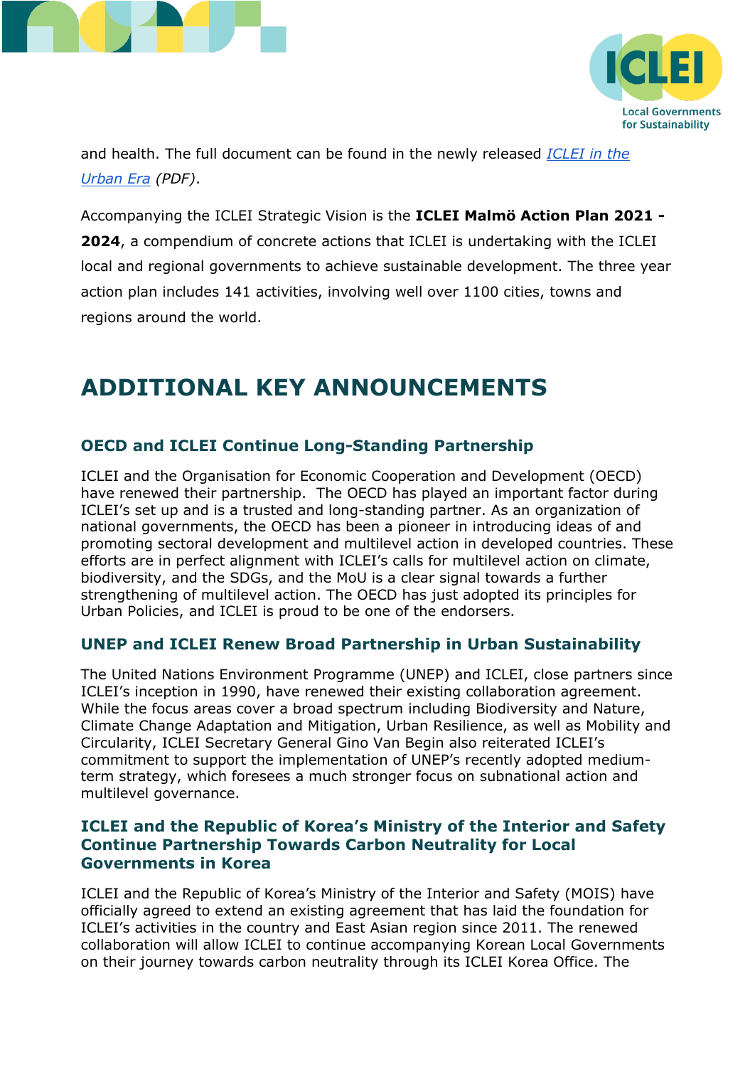and health. The full document can be found in the newly released *[ICLEI in the Urban Era](#)* *(PDF)*.

Accompanying the ICLEI Strategic Vision is the **ICLEI Malmö Action Plan 2021 - 2024**, a compendium of concrete actions that ICLEI is undertaking with the ICLEI local and regional governments to achieve sustainable development. The three year action plan includes 141 activities, involving well over 1100 cities, towns and regions around the world.

# ADDITIONAL KEY ANNOUNCEMENTS

### OECD and ICLEI Continue Long-Standing Partnership

ICLEI and the Organisation for Economic Cooperation and Development (OECD) have renewed their partnership. The OECD has played an important factor during ICLEI's set up and is a trusted and long-standing partner. As an organization of national governments, the OECD has been a pioneer in introducing ideas of and promoting sectoral development and multilevel action in developed countries. These efforts are in perfect alignment with ICLEI's calls for multilevel action on climate, biodiversity, and the SDGs, and the MoU is a clear signal towards a further strengthening of multilevel action. The OECD has just adopted its principles for Urban Policies, and ICLEI is proud to be one of the endorsers.

### UNEP and ICLEI Renew Broad Partnership in Urban Sustainability

The United Nations Environment Programme (UNEP) and ICLEI, close partners since ICLEI's inception in 1990, have renewed their existing collaboration agreement. While the focus areas cover a broad spectrum including Biodiversity and Nature, Climate Change Adaptation and Mitigation, Urban Resilience, as well as Mobility and Circularity, ICLEI Secretary General Gino Van Begin also reiterated ICLEI's commitment to support the implementation of UNEP's recently adopted medium-term strategy, which foresees a much stronger focus on subnational action and multilevel governance.

### ICLEI and the Republic of Korea's Ministry of the Interior and Safety Continue Partnership Towards Carbon Neutrality for Local Governments in Korea

ICLEI and the Republic of Korea's Ministry of the Interior and Safety (MOIS) have officially agreed to extend an existing agreement that has laid the foundation for ICLEI's activities in the country and East Asian region since 2011. The renewed collaboration will allow ICLEI to continue accompanying Korean Local Governments on their journey towards carbon neutrality through its ICLEI Korea Office. The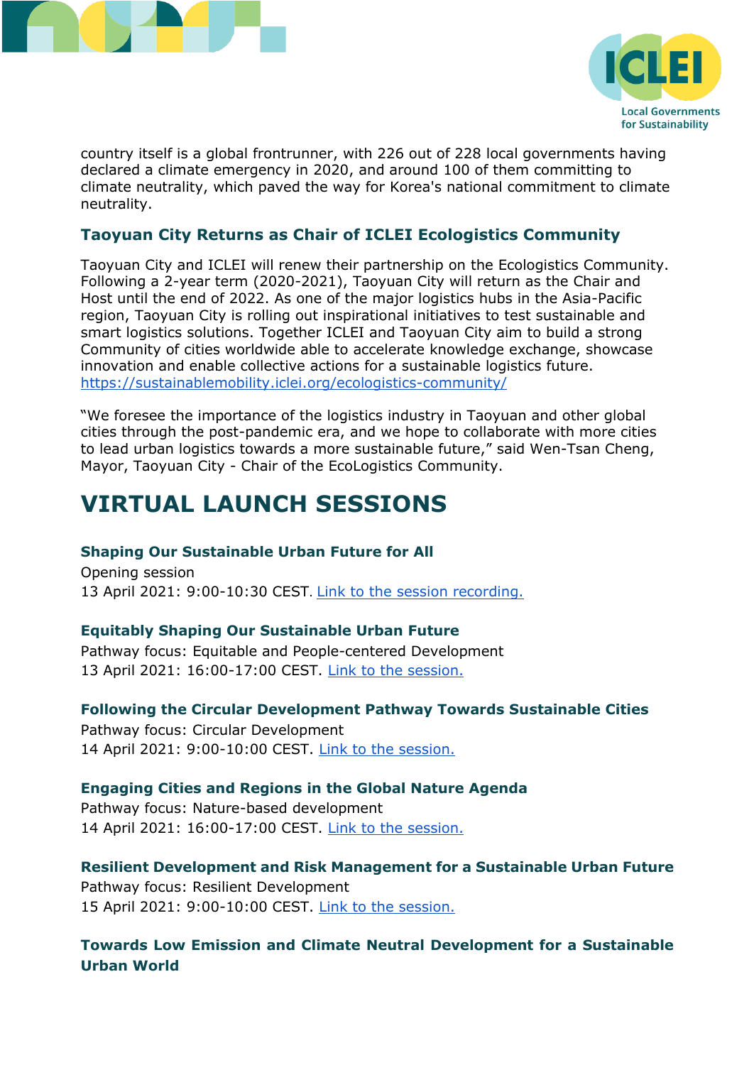country itself is a global frontrunner, with 226 out of 228 local governments having declared a climate emergency in 2020, and around 100 of them committing to climate neutrality, which paved the way for Korea's national commitment to climate neutrality.

### Taoyuan City Returns as Chair of ICLEI Ecologistics Community

Taoyuan City and ICLEI will renew their partnership on the Ecologistics Community. Following a 2-year term (2020-2021), Taoyuan City will return as the Chair and Host until the end of 2022. As one of the major logistics hubs in the Asia-Pacific region, Taoyuan City is rolling out inspirational initiatives to test sustainable and smart logistics solutions. Together ICLEI and Taoyuan City aim to build a strong Community of cities worldwide able to accelerate knowledge exchange, showcase innovation and enable collective actions for a sustainable logistics future.
https://sustainablemobility.iclei.org/ecologistics-community/

"We foresee the importance of the logistics industry in Taoyuan and other global cities through the post-pandemic era, and we hope to collaborate with more cities to lead urban logistics towards a more sustainable future," said Wen-Tsan Cheng, Mayor, Taoyuan City - Chair of the EcoLogistics Community.

# VIRTUAL LAUNCH SESSIONS

**Shaping Our Sustainable Urban Future for All**
Opening session
13 April 2021: 9:00-10:30 CEST. Link to the session recording.

**Equitably Shaping Our Sustainable Urban Future**
Pathway focus: Equitable and People-centered Development
13 April 2021: 16:00-17:00 CEST. Link to the session.

**Following the Circular Development Pathway Towards Sustainable Cities**
Pathway focus: Circular Development
14 April 2021: 9:00-10:00 CEST. Link to the session.

**Engaging Cities and Regions in the Global Nature Agenda**
Pathway focus: Nature-based development
14 April 2021: 16:00-17:00 CEST. Link to the session.

**Resilient Development and Risk Management for a Sustainable Urban Future**
Pathway focus: Resilient Development
15 April 2021: 9:00-10:00 CEST. Link to the session.

**Towards Low Emission and Climate Neutral Development for a Sustainable Urban World**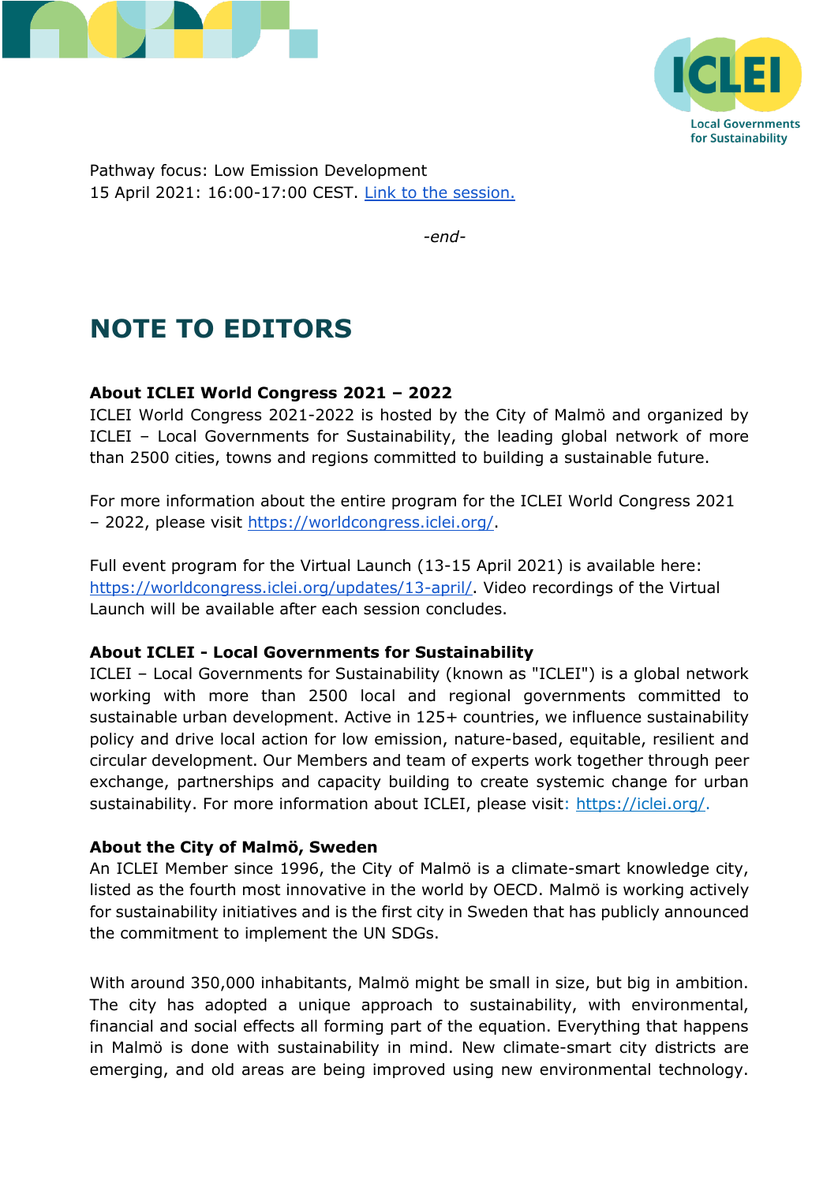Pathway focus: Low Emission Development
15 April 2021: 16:00-17:00 CEST. [Link to the session.]

*-end-*

# NOTE TO EDITORS

**About ICLEI World Congress 2021 – 2022**
ICLEI World Congress 2021-2022 is hosted by the City of Malmö and organized by ICLEI – Local Governments for Sustainability, the leading global network of more than 2500 cities, towns and regions committed to building a sustainable future.

For more information about the entire program for the ICLEI World Congress 2021 – 2022, please visit https://worldcongress.iclei.org/.

Full event program for the Virtual Launch (13-15 April 2021) is available here: https://worldcongress.iclei.org/updates/13-april/. Video recordings of the Virtual Launch will be available after each session concludes.

**About ICLEI - Local Governments for Sustainability**
ICLEI – Local Governments for Sustainability (known as "ICLEI") is a global network working with more than 2500 local and regional governments committed to sustainable urban development. Active in 125+ countries, we influence sustainability policy and drive local action for low emission, nature-based, equitable, resilient and circular development. Our Members and team of experts work together through peer exchange, partnerships and capacity building to create systemic change for urban sustainability. For more information about ICLEI, please visit: https://iclei.org/.

**About the City of Malmö, Sweden**
An ICLEI Member since 1996, the City of Malmö is a climate-smart knowledge city, listed as the fourth most innovative in the world by OECD. Malmö is working actively for sustainability initiatives and is the first city in Sweden that has publicly announced the commitment to implement the UN SDGs.

With around 350,000 inhabitants, Malmö might be small in size, but big in ambition. The city has adopted a unique approach to sustainability, with environmental, financial and social effects all forming part of the equation. Everything that happens in Malmö is done with sustainability in mind. New climate-smart city districts are emerging, and old areas are being improved using new environmental technology.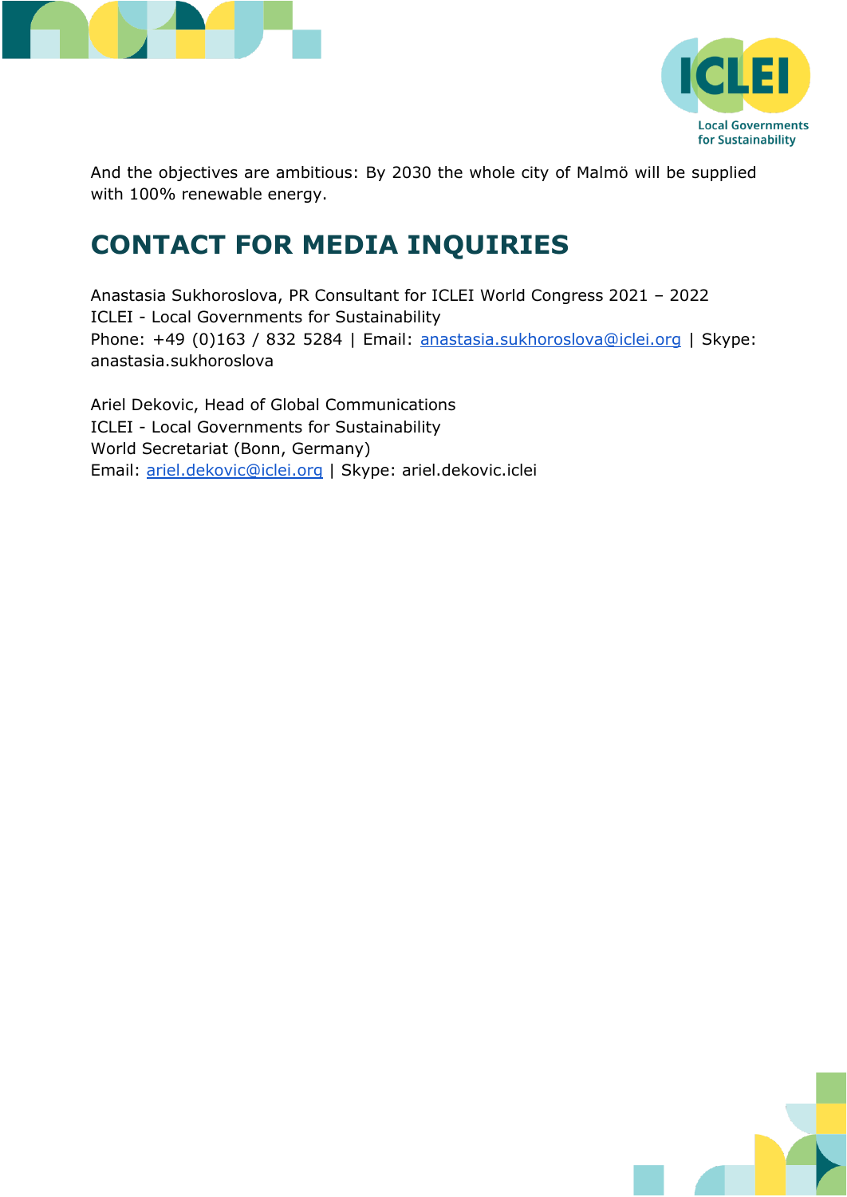And the objectives are ambitious: By 2030 the whole city of Malmö will be supplied with 100% renewable energy.

## CONTACT FOR MEDIA INQUIRIES

Anastasia Sukhoroslova, PR Consultant for ICLEI World Congress 2021 – 2022
ICLEI - Local Governments for Sustainability
Phone: +49 (0)163 / 832 5284 | Email: anastasia.sukhoroslova@iclei.org | Skype: anastasia.sukhoroslova

Ariel Dekovic, Head of Global Communications
ICLEI - Local Governments for Sustainability
World Secretariat (Bonn, Germany)
Email: ariel.dekovic@iclei.org | Skype: ariel.dekovic.iclei